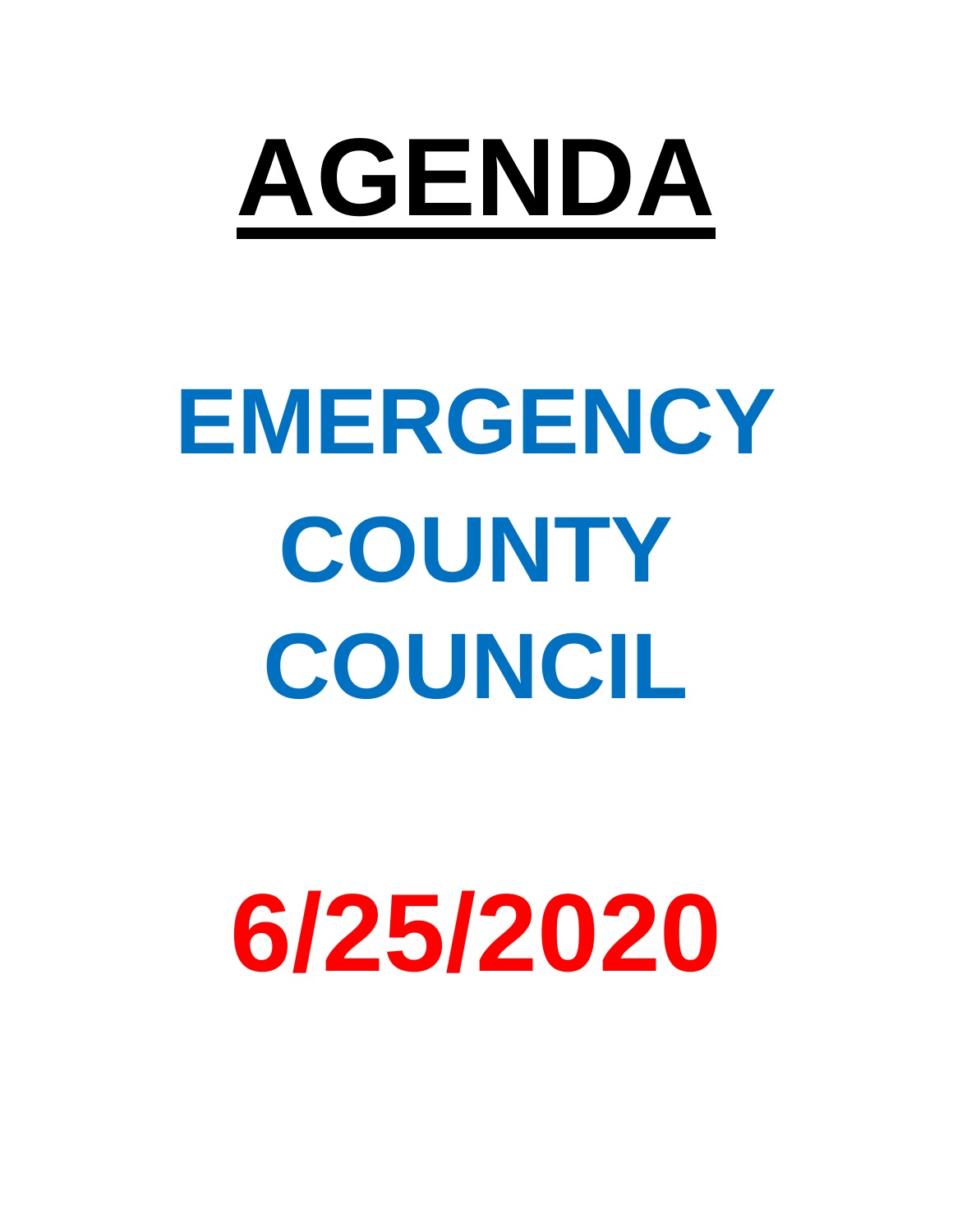# AGENDA

# EMERGENCY COUNTY COUNCIL

# 6/25/2020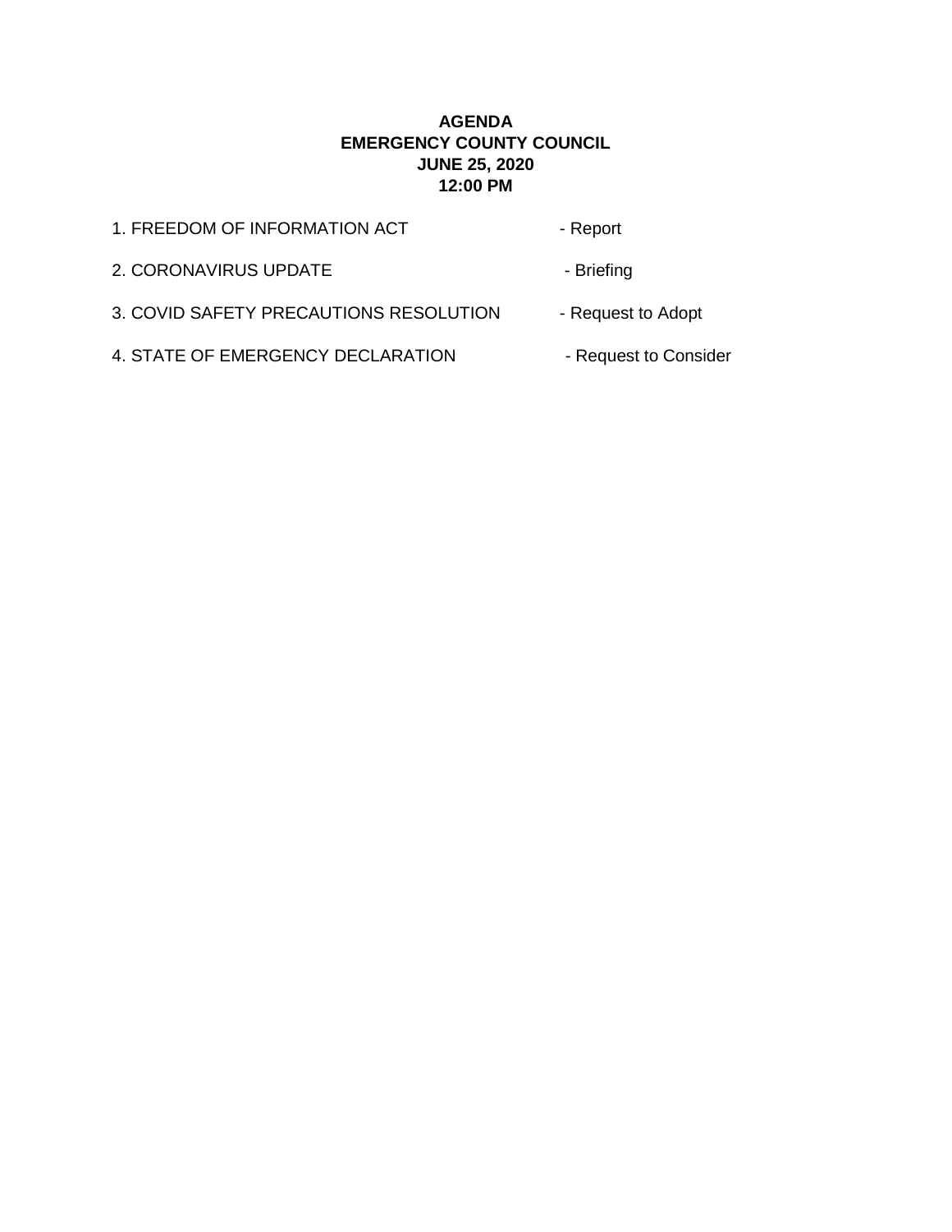**AGENDA**
**EMERGENCY COUNTY COUNCIL**
**JUNE 25, 2020**
**12:00 PM**

| | |
|---|---|
| 1. FREEDOM OF INFORMATION ACT | - Report |
| 2. CORONAVIRUS UPDATE | - Briefing |
| 3. COVID SAFETY PRECAUTIONS RESOLUTION | - Request to Adopt |
| 4. STATE OF EMERGENCY DECLARATION | - Request to Consider |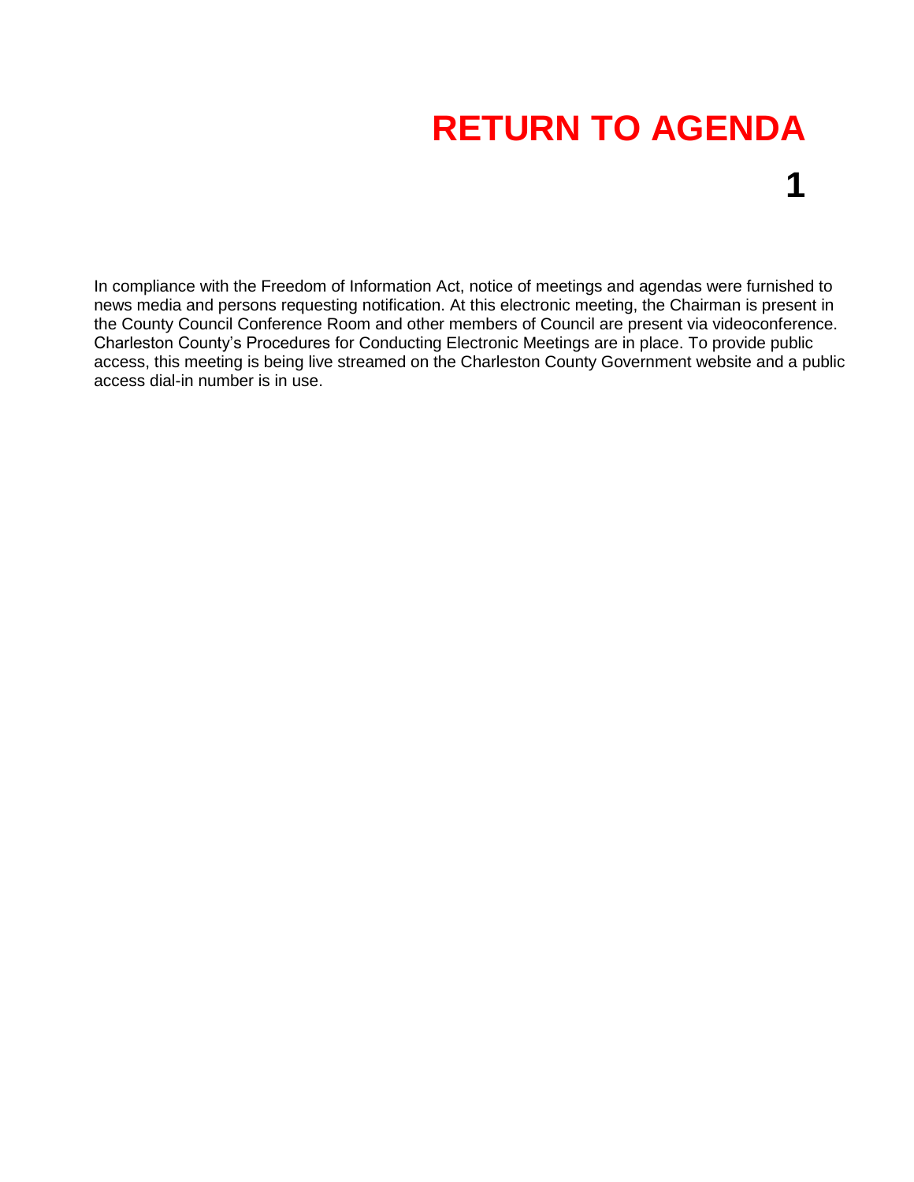# RETURN TO AGENDA

**1**

In compliance with the Freedom of Information Act, notice of meetings and agendas were furnished to news media and persons requesting notification. At this electronic meeting, the Chairman is present in the County Council Conference Room and other members of Council are present via videoconference. Charleston County's Procedures for Conducting Electronic Meetings are in place. To provide public access, this meeting is being live streamed on the Charleston County Government website and a public access dial-in number is in use.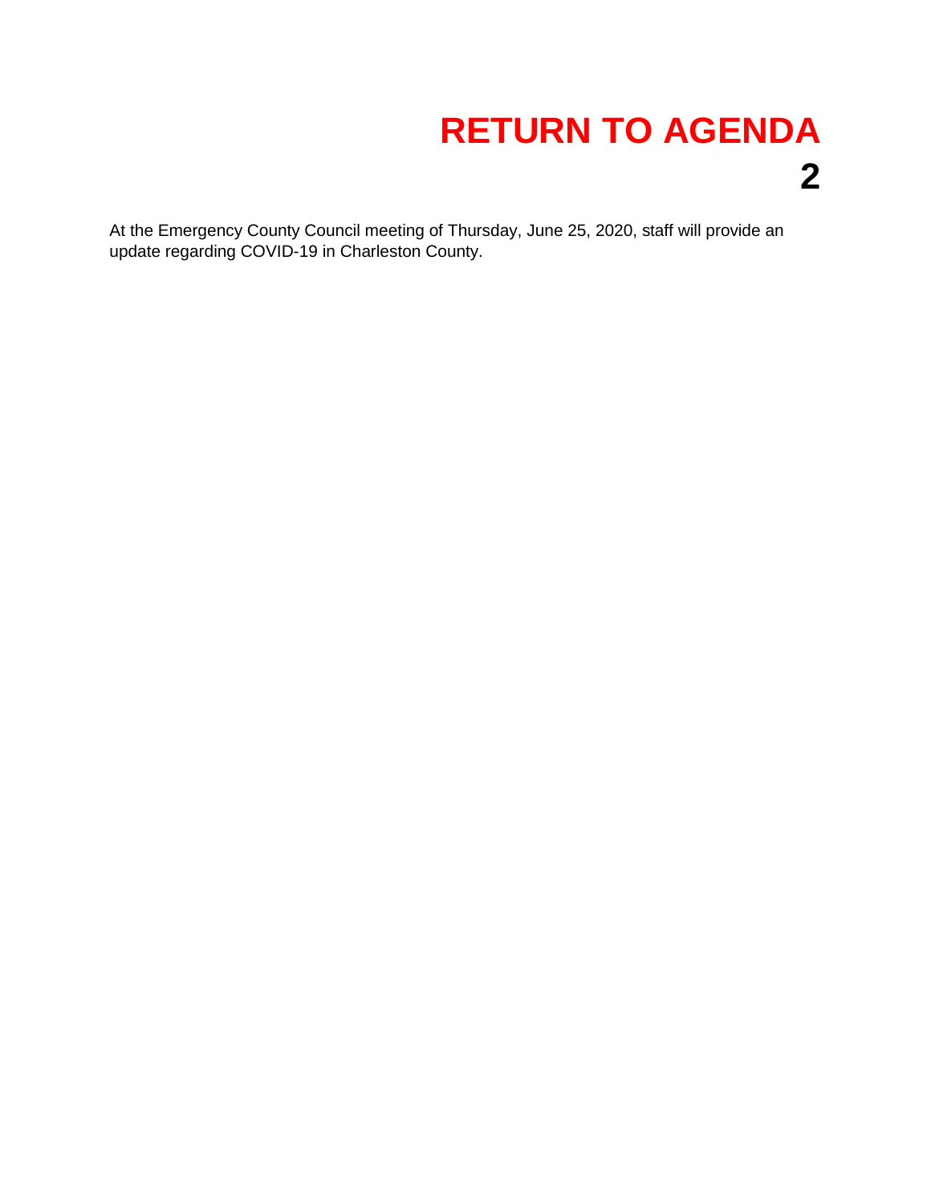**RETURN TO AGENDA**

**2**

At the Emergency County Council meeting of Thursday, June 25, 2020, staff will provide an update regarding COVID-19 in Charleston County.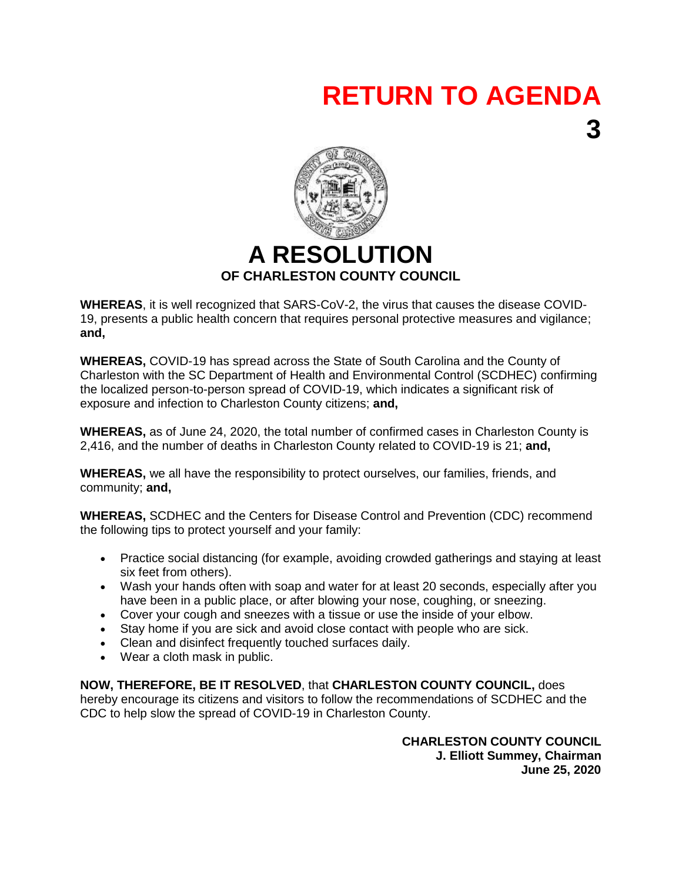**RETURN TO AGENDA**

**3**

# A RESOLUTION

## OF CHARLESTON COUNTY COUNCIL

**WHEREAS**, it is well recognized that SARS-CoV-2, the virus that causes the disease COVID-19, presents a public health concern that requires personal protective measures and vigilance; **and,**

**WHEREAS,** COVID-19 has spread across the State of South Carolina and the County of Charleston with the SC Department of Health and Environmental Control (SCDHEC) confirming the localized person-to-person spread of COVID-19, which indicates a significant risk of exposure and infection to Charleston County citizens; **and,**

**WHEREAS,** as of June 24, 2020, the total number of confirmed cases in Charleston County is 2,416, and the number of deaths in Charleston County related to COVID-19 is 21; **and,**

**WHEREAS,** we all have the responsibility to protect ourselves, our families, friends, and community; **and,**

**WHEREAS,** SCDHEC and the Centers for Disease Control and Prevention (CDC) recommend the following tips to protect yourself and your family:

- Practice social distancing (for example, avoiding crowded gatherings and staying at least six feet from others).
- Wash your hands often with soap and water for at least 20 seconds, especially after you have been in a public place, or after blowing your nose, coughing, or sneezing.
- Cover your cough and sneezes with a tissue or use the inside of your elbow.
- Stay home if you are sick and avoid close contact with people who are sick.
- Clean and disinfect frequently touched surfaces daily.
- Wear a cloth mask in public.

**NOW, THEREFORE, BE IT RESOLVED**, that **CHARLESTON COUNTY COUNCIL,** does hereby encourage its citizens and visitors to follow the recommendations of SCDHEC and the CDC to help slow the spread of COVID-19 in Charleston County.

**CHARLESTON COUNTY COUNCIL**
**J. Elliott Summey, Chairman**
**June 25, 2020**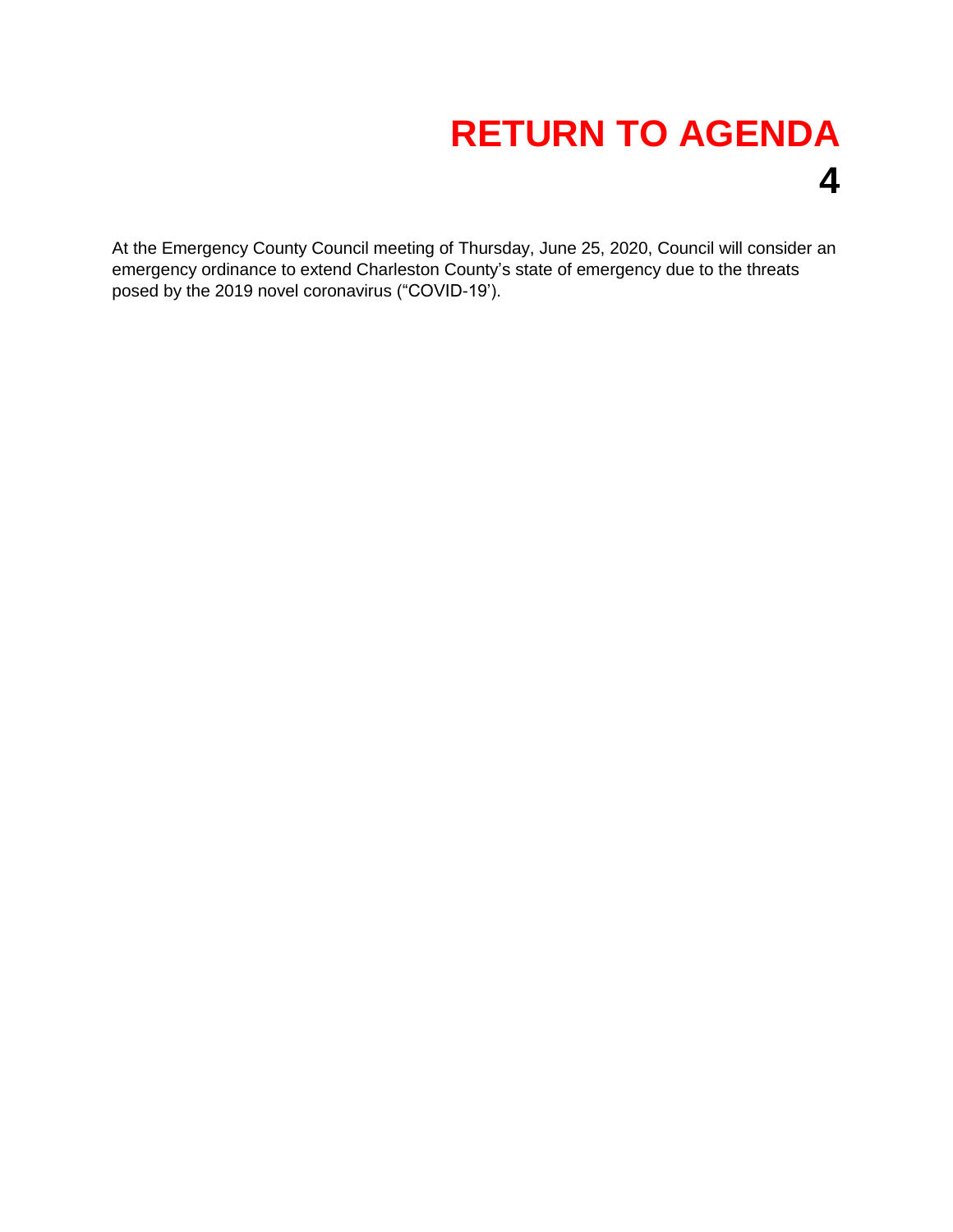**RETURN TO AGENDA**

**4**

At the Emergency County Council meeting of Thursday, June 25, 2020, Council will consider an emergency ordinance to extend Charleston County's state of emergency due to the threats posed by the 2019 novel coronavirus ("COVID-19').